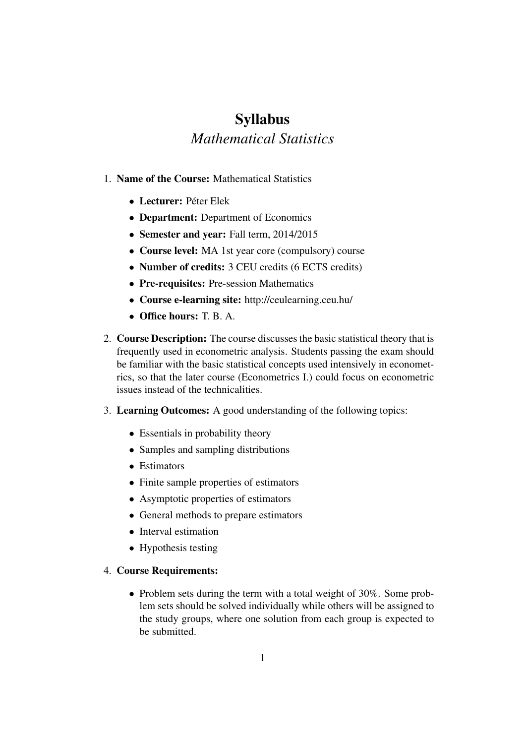# Syllabus

## *Mathematical Statistics*

1. **Name of the Course:** Mathematical Statistics
   - **Lecturer:** Péter Elek
   - **Department:** Department of Economics
   - **Semester and year:** Fall term, 2014/2015
   - **Course level:** MA 1st year core (compulsory) course
   - **Number of credits:** 3 CEU credits (6 ECTS credits)
   - **Pre-requisites:** Pre-session Mathematics
   - **Course e-learning site:** http://ceulearning.ceu.hu/
   - **Office hours:** T. B. A.

2. **Course Description:** The course discusses the basic statistical theory that is frequently used in econometric analysis. Students passing the exam should be familiar with the basic statistical concepts used intensively in econometrics, so that the later course (Econometrics I.) could focus on econometric issues instead of the technicalities.

3. **Learning Outcomes:** A good understanding of the following topics:
   - Essentials in probability theory
   - Samples and sampling distributions
   - Estimators
   - Finite sample properties of estimators
   - Asymptotic properties of estimators
   - General methods to prepare estimators
   - Interval estimation
   - Hypothesis testing

4. **Course Requirements:**
   - Problem sets during the term with a total weight of 30%. Some problem sets should be solved individually while others will be assigned to the study groups, where one solution from each group is expected to be submitted.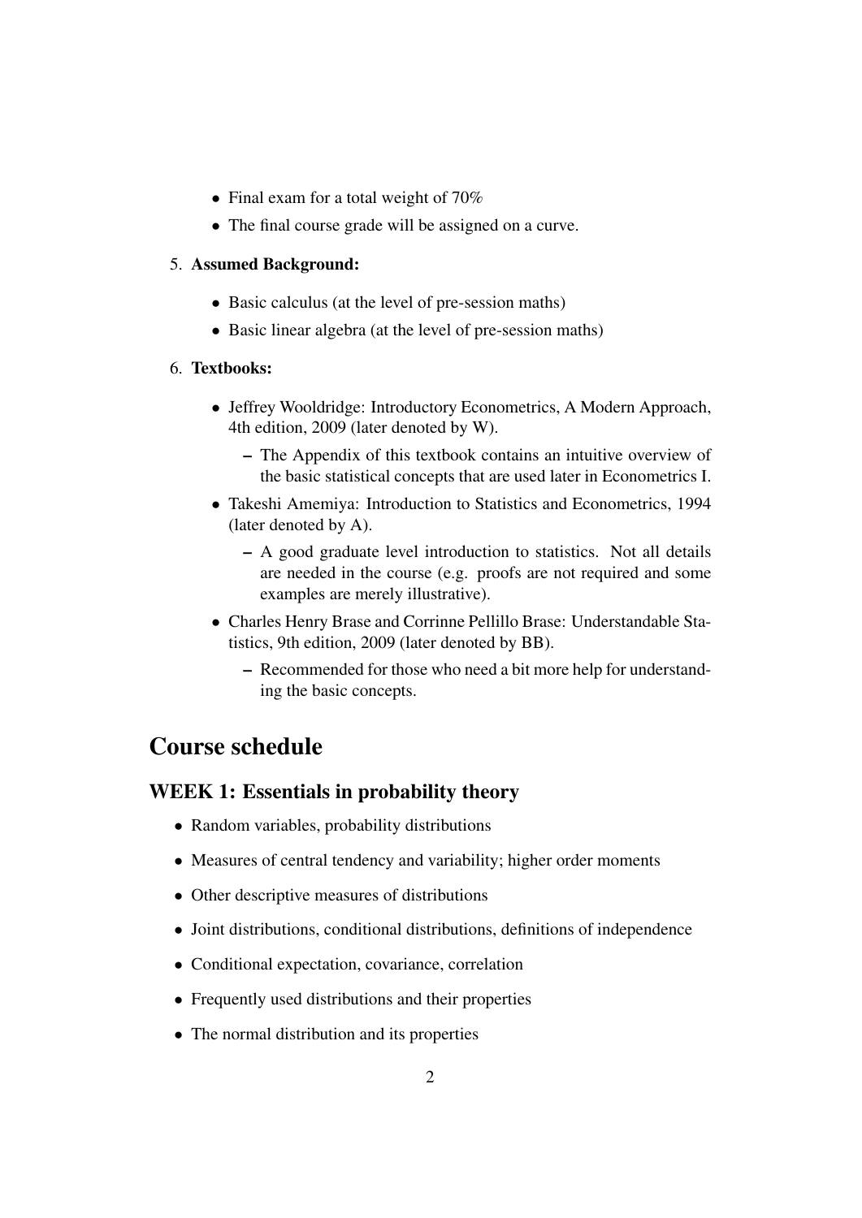- Final exam for a total weight of 70%
- The final course grade will be assigned on a curve.

5. **Assumed Background:**
   - Basic calculus (at the level of pre-session maths)
   - Basic linear algebra (at the level of pre-session maths)

6. **Textbooks:**
   - Jeffrey Wooldridge: Introductory Econometrics, A Modern Approach, 4th edition, 2009 (later denoted by W).
     - The Appendix of this textbook contains an intuitive overview of the basic statistical concepts that are used later in Econometrics I.
   - Takeshi Amemiya: Introduction to Statistics and Econometrics, 1994 (later denoted by A).
     - A good graduate level introduction to statistics. Not all details are needed in the course (e.g. proofs are not required and some examples are merely illustrative).
   - Charles Henry Brase and Corrinne Pellillo Brase: Understandable Statistics, 9th edition, 2009 (later denoted by BB).
     - Recommended for those who need a bit more help for understanding the basic concepts.

# Course schedule

## WEEK 1: Essentials in probability theory

- Random variables, probability distributions
- Measures of central tendency and variability; higher order moments
- Other descriptive measures of distributions
- Joint distributions, conditional distributions, definitions of independence
- Conditional expectation, covariance, correlation
- Frequently used distributions and their properties
- The normal distribution and its properties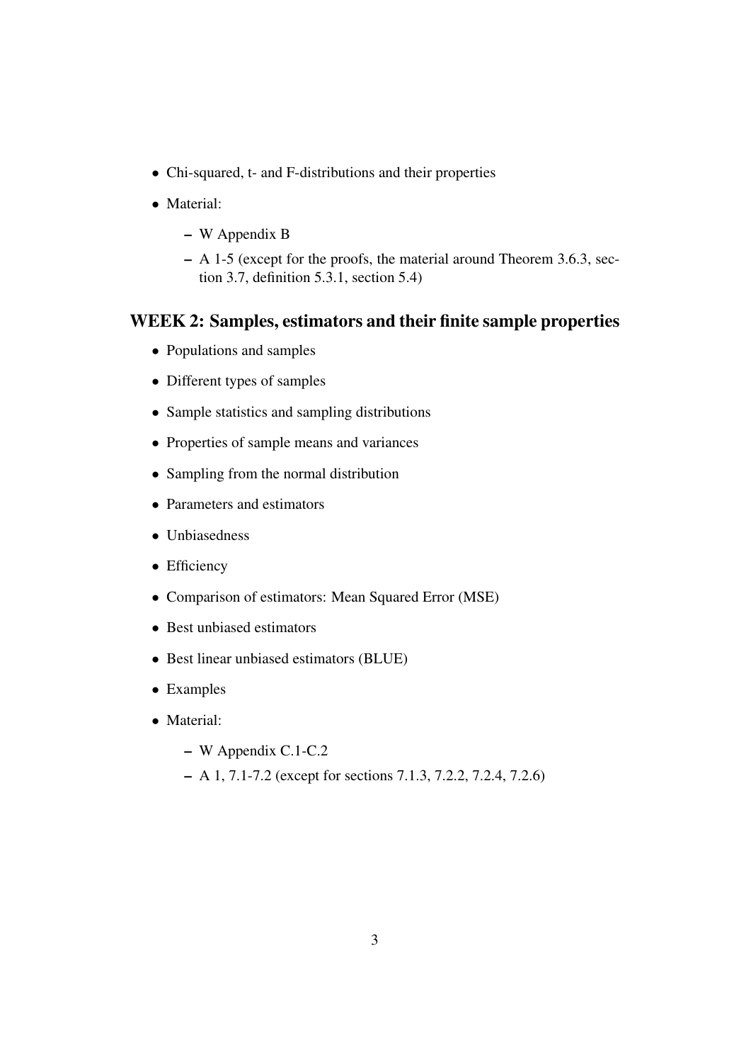- Chi-squared, t- and F-distributions and their properties
- Material:
  - W Appendix B
  - A 1-5 (except for the proofs, the material around Theorem 3.6.3, section 3.7, definition 5.3.1, section 5.4)

## WEEK 2: Samples, estimators and their finite sample properties

- Populations and samples
- Different types of samples
- Sample statistics and sampling distributions
- Properties of sample means and variances
- Sampling from the normal distribution
- Parameters and estimators
- Unbiasedness
- Efficiency
- Comparison of estimators: Mean Squared Error (MSE)
- Best unbiased estimators
- Best linear unbiased estimators (BLUE)
- Examples
- Material:
  - W Appendix C.1-C.2
  - A 1, 7.1-7.2 (except for sections 7.1.3, 7.2.2, 7.2.4, 7.2.6)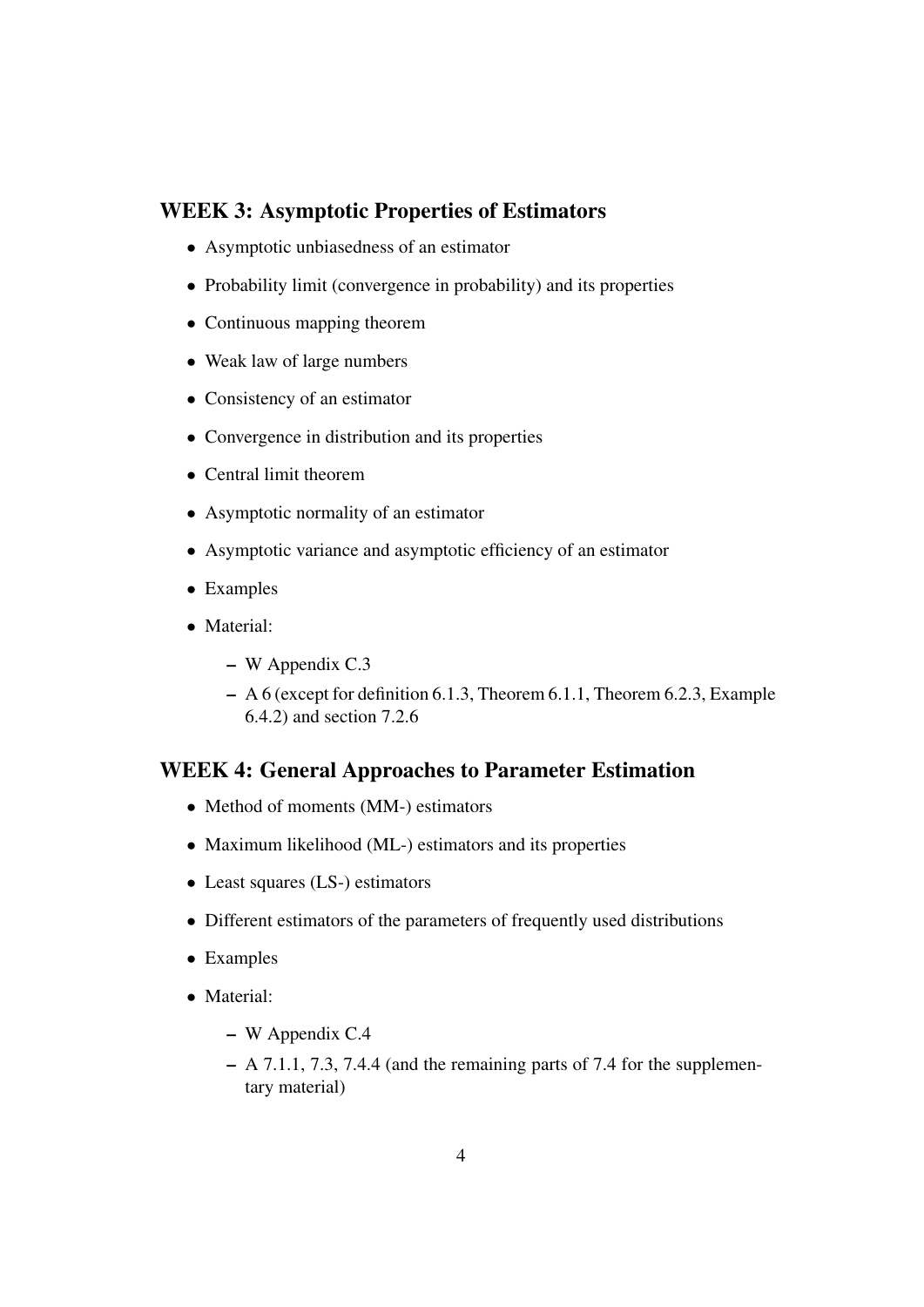## WEEK 3: Asymptotic Properties of Estimators

- Asymptotic unbiasedness of an estimator
- Probability limit (convergence in probability) and its properties
- Continuous mapping theorem
- Weak law of large numbers
- Consistency of an estimator
- Convergence in distribution and its properties
- Central limit theorem
- Asymptotic normality of an estimator
- Asymptotic variance and asymptotic efficiency of an estimator
- Examples
- Material:
  - W Appendix C.3
  - A 6 (except for definition 6.1.3, Theorem 6.1.1, Theorem 6.2.3, Example 6.4.2) and section 7.2.6

## WEEK 4: General Approaches to Parameter Estimation

- Method of moments (MM-) estimators
- Maximum likelihood (ML-) estimators and its properties
- Least squares (LS-) estimators
- Different estimators of the parameters of frequently used distributions
- Examples
- Material:
  - W Appendix C.4
  - A 7.1.1, 7.3, 7.4.4 (and the remaining parts of 7.4 for the supplementary material)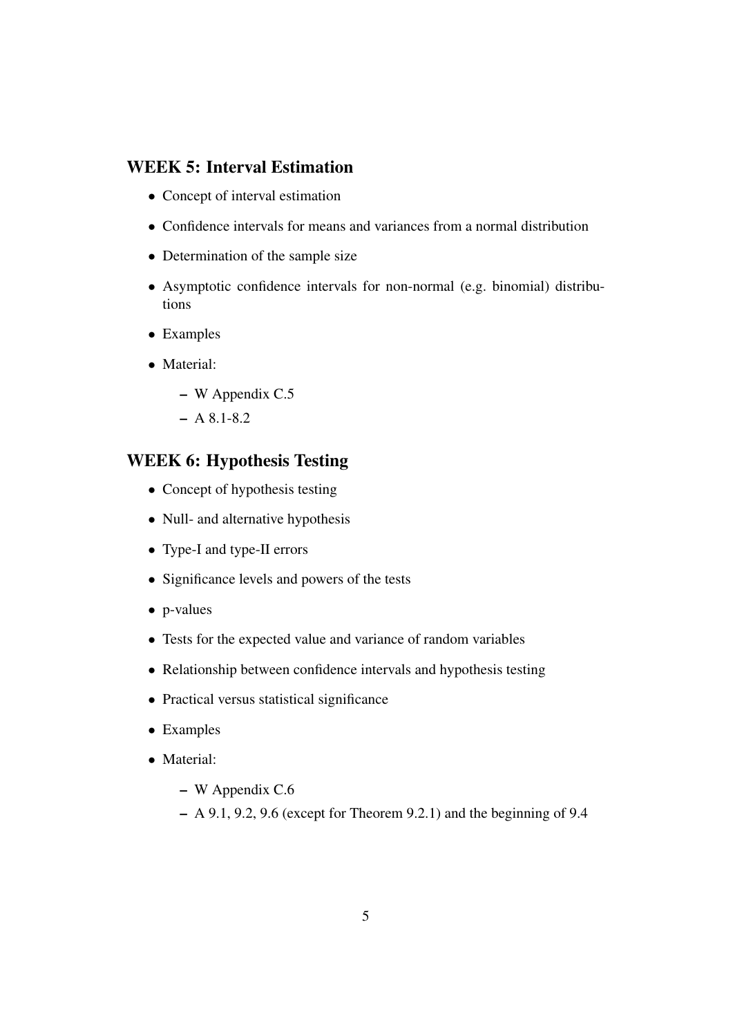## WEEK 5: Interval Estimation

- Concept of interval estimation
- Confidence intervals for means and variances from a normal distribution
- Determination of the sample size
- Asymptotic confidence intervals for non-normal (e.g. binomial) distributions
- Examples
- Material:
  - W Appendix C.5
  - A 8.1-8.2

## WEEK 6: Hypothesis Testing

- Concept of hypothesis testing
- Null- and alternative hypothesis
- Type-I and type-II errors
- Significance levels and powers of the tests
- p-values
- Tests for the expected value and variance of random variables
- Relationship between confidence intervals and hypothesis testing
- Practical versus statistical significance
- Examples
- Material:
  - W Appendix C.6
  - A 9.1, 9.2, 9.6 (except for Theorem 9.2.1) and the beginning of 9.4